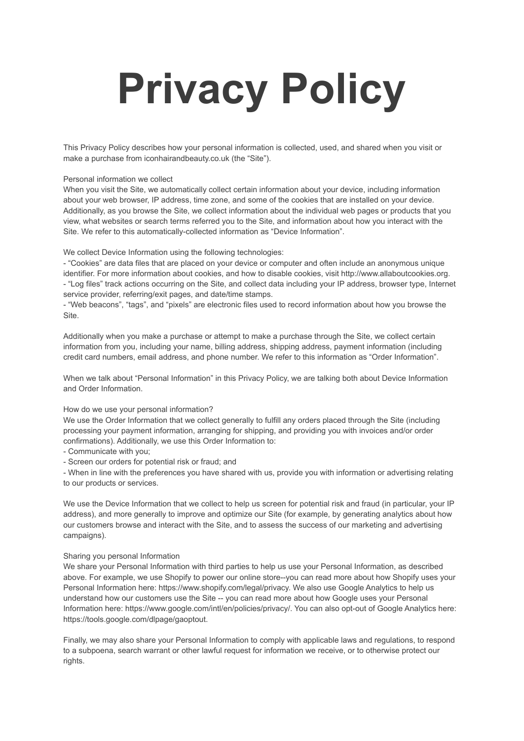# Privacy Policy

This Privacy Policy describes how your personal information is collected, used, and shared when you visit or make a purchase from iconhairandbeauty.co.uk (the “Site”).

Personal information we collect

When you visit the Site, we automatically collect certain information about your device, including information about your web browser, IP address, time zone, and some of the cookies that are installed on your device. Additionally, as you browse the Site, we collect information about the individual web pages or products that you view, what websites or search terms referred you to the Site, and information about how you interact with the Site. We refer to this automatically-collected information as “Device Information”.

We collect Device Information using the following technologies:

- “Cookies” are data files that are placed on your device or computer and often include an anonymous unique identifier. For more information about cookies, and how to disable cookies, visit http://www.allaboutcookies.org.
- “Log files” track actions occurring on the Site, and collect data including your IP address, browser type, Internet service provider, referring/exit pages, and date/time stamps.
- “Web beacons”, “tags”, and “pixels” are electronic files used to record information about how you browse the Site.

Additionally when you make a purchase or attempt to make a purchase through the Site, we collect certain information from you, including your name, billing address, shipping address, payment information (including credit card numbers, email address, and phone number. We refer to this information as “Order Information”.

When we talk about “Personal Information” in this Privacy Policy, we are talking both about Device Information and Order Information.

How do we use your personal information?

We use the Order Information that we collect generally to fulfill any orders placed through the Site (including processing your payment information, arranging for shipping, and providing you with invoices and/or order confirmations). Additionally, we use this Order Information to:

- Communicate with you;
- Screen our orders for potential risk or fraud; and
- When in line with the preferences you have shared with us, provide you with information or advertising relating to our products or services.

We use the Device Information that we collect to help us screen for potential risk and fraud (in particular, your IP address), and more generally to improve and optimize our Site (for example, by generating analytics about how our customers browse and interact with the Site, and to assess the success of our marketing and advertising campaigns).

Sharing you personal Information

We share your Personal Information with third parties to help us use your Personal Information, as described above. For example, we use Shopify to power our online store--you can read more about how Shopify uses your Personal Information here: https://www.shopify.com/legal/privacy. We also use Google Analytics to help us understand how our customers use the Site -- you can read more about how Google uses your Personal Information here: https://www.google.com/intl/en/policies/privacy/. You can also opt-out of Google Analytics here: https://tools.google.com/dlpage/gaoptout.

Finally, we may also share your Personal Information to comply with applicable laws and regulations, to respond to a subpoena, search warrant or other lawful request for information we receive, or to otherwise protect our rights.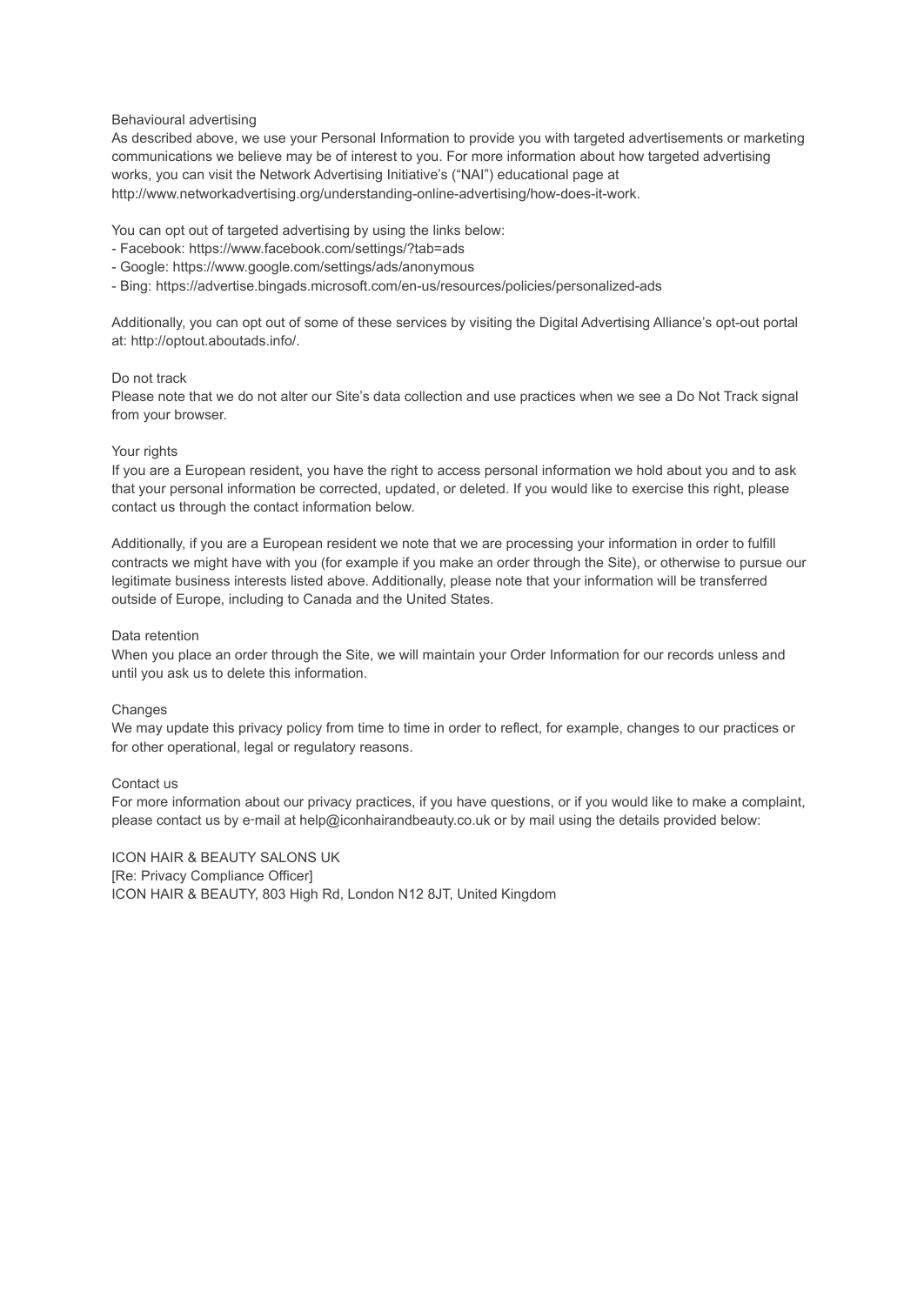## Behavioural advertising

As described above, we use your Personal Information to provide you with targeted advertisements or marketing communications we believe may be of interest to you. For more information about how targeted advertising works, you can visit the Network Advertising Initiative's ("NAI") educational page at http://www.networkadvertising.org/understanding-online-advertising/how-does-it-work.

You can opt out of targeted advertising by using the links below:

- Facebook: https://www.facebook.com/settings/?tab=ads
- Google: https://www.google.com/settings/ads/anonymous
- Bing: https://advertise.bingads.microsoft.com/en-us/resources/policies/personalized-ads

Additionally, you can opt out of some of these services by visiting the Digital Advertising Alliance's opt-out portal at: http://optout.aboutads.info/.

## Do not track

Please note that we do not alter our Site's data collection and use practices when we see a Do Not Track signal from your browser.

## Your rights

If you are a European resident, you have the right to access personal information we hold about you and to ask that your personal information be corrected, updated, or deleted. If you would like to exercise this right, please contact us through the contact information below.

Additionally, if you are a European resident we note that we are processing your information in order to fulfill contracts we might have with you (for example if you make an order through the Site), or otherwise to pursue our legitimate business interests listed above. Additionally, please note that your information will be transferred outside of Europe, including to Canada and the United States.

## Data retention

When you place an order through the Site, we will maintain your Order Information for our records unless and until you ask us to delete this information.

## Changes

We may update this privacy policy from time to time in order to reflect, for example, changes to our practices or for other operational, legal or regulatory reasons.

## Contact us

For more information about our privacy practices, if you have questions, or if you would like to make a complaint, please contact us by e-mail at help@iconhairandbeauty.co.uk or by mail using the details provided below:

ICON HAIR & BEAUTY SALONS UK
[Re: Privacy Compliance Officer]
ICON HAIR & BEAUTY, 803 High Rd, London N12 8JT, United Kingdom